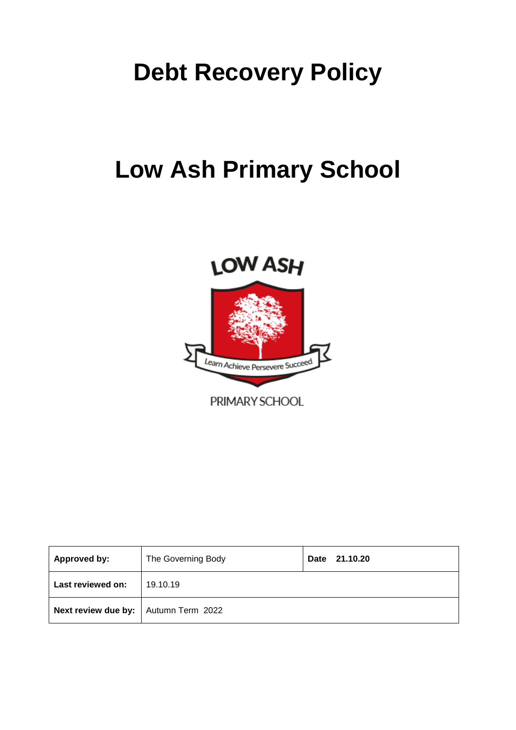# Debt Recovery Policy

# Low Ash Primary School

LOW ASH

Learn Achieve Persevere Succeed

PRIMARY SCHOOL

| Approved by: | The Governing Body | Date 21.10.20 |
|---|---|---|
| Last reviewed on: | 19.10.19 | |
| Next review due by: | Autumn Term 2022 | |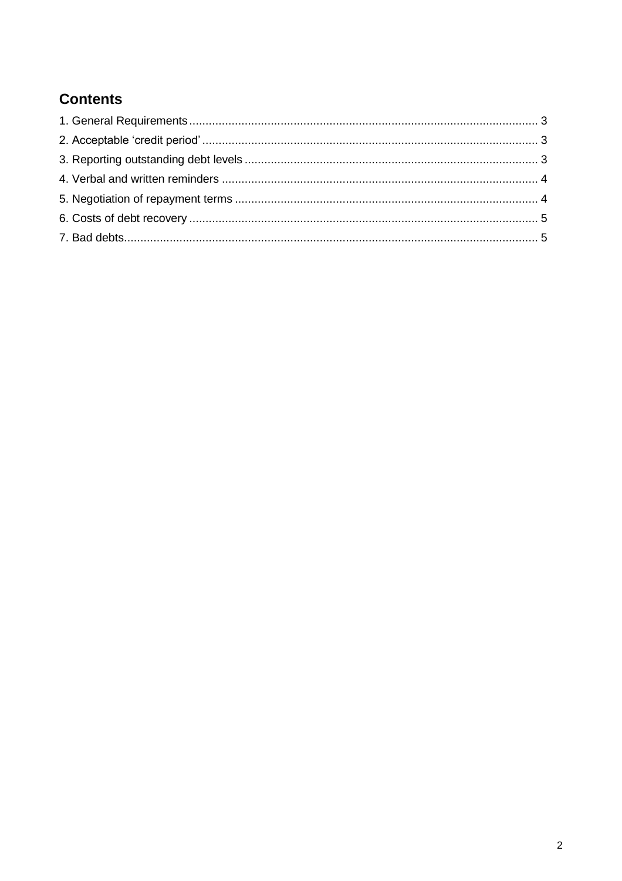## Contents

1. General Requirements ........................................................................................................ 3
2. Acceptable 'credit period' ..................................................................................................... 3
3. Reporting outstanding debt levels ........................................................................................ 3
4. Verbal and written reminders ............................................................................................... 4
5. Negotiation of repayment terms ........................................................................................... 4
6. Costs of debt recovery ......................................................................................................... 5
7. Bad debts............................................................................................................................. 5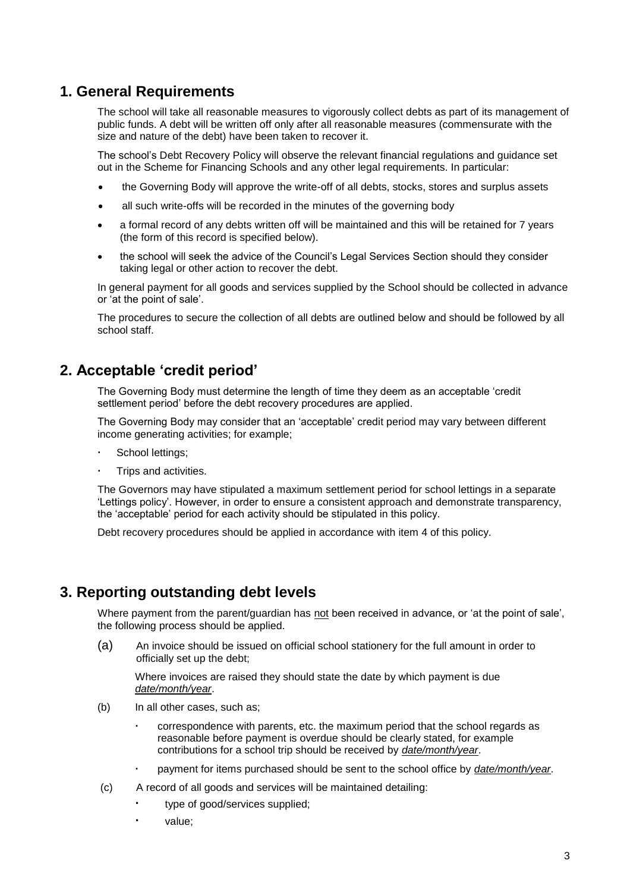## 1. General Requirements

The school will take all reasonable measures to vigorously collect debts as part of its management of public funds. A debt will be written off only after all reasonable measures (commensurate with the size and nature of the debt) have been taken to recover it.

The school's Debt Recovery Policy will observe the relevant financial regulations and guidance set out in the Scheme for Financing Schools and any other legal requirements. In particular:

- the Governing Body will approve the write-off of all debts, stocks, stores and surplus assets
- all such write-offs will be recorded in the minutes of the governing body
- a formal record of any debts written off will be maintained and this will be retained for 7 years (the form of this record is specified below).
- the school will seek the advice of the Council's Legal Services Section should they consider taking legal or other action to recover the debt.

In general payment for all goods and services supplied by the School should be collected in advance or 'at the point of sale'.

The procedures to secure the collection of all debts are outlined below and should be followed by all school staff.

## 2. Acceptable 'credit period'

The Governing Body must determine the length of time they deem as an acceptable 'credit settlement period' before the debt recovery procedures are applied.

The Governing Body may consider that an 'acceptable' credit period may vary between different income generating activities; for example;

- School lettings;
- Trips and activities.

The Governors may have stipulated a maximum settlement period for school lettings in a separate 'Lettings policy'. However, in order to ensure a consistent approach and demonstrate transparency, the 'acceptable' period for each activity should be stipulated in this policy.

Debt recovery procedures should be applied in accordance with item 4 of this policy.

## 3. Reporting outstanding debt levels

Where payment from the parent/guardian has <u>not</u> been received in advance, or 'at the point of sale', the following process should be applied.

(a) An invoice should be issued on official school stationery for the full amount in order to officially set up the debt;

Where invoices are raised they should state the date by which payment is due *<u>date/month/year</u>*.

(b) In all other cases, such as;

- correspondence with parents, etc. the maximum period that the school regards as reasonable before payment is overdue should be clearly stated, for example contributions for a school trip should be received by *<u>date/month/year</u>*.
- payment for items purchased should be sent to the school office by *<u>date/month/year</u>*.

(c) A record of all goods and services will be maintained detailing:

- type of good/services supplied;
- value;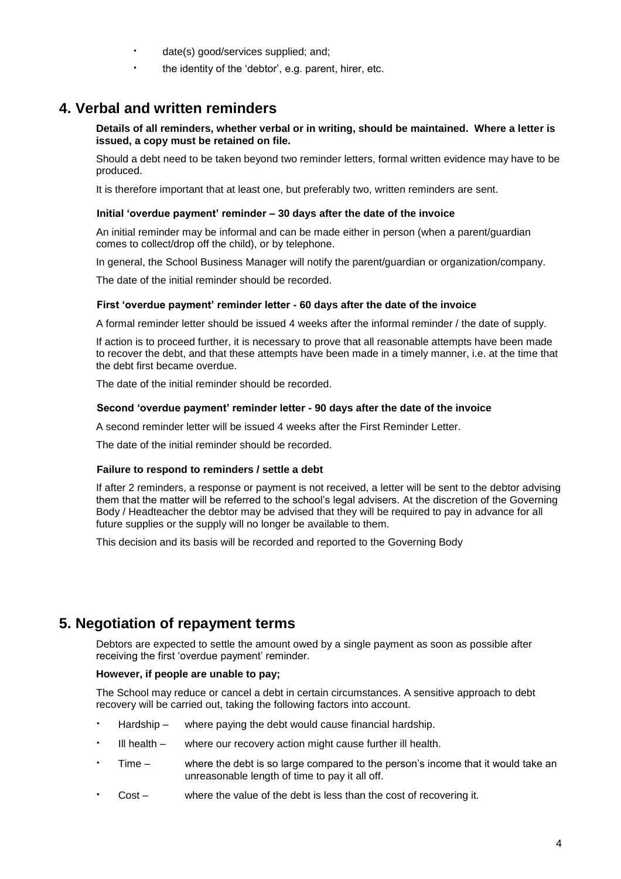- date(s) good/services supplied; and;
- the identity of the 'debtor', e.g. parent, hirer, etc.

## 4. Verbal and written reminders

**Details of all reminders, whether verbal or in writing, should be maintained. Where a letter is issued, a copy must be retained on file.**

Should a debt need to be taken beyond two reminder letters, formal written evidence may have to be produced.

It is therefore important that at least one, but preferably two, written reminders are sent.

**Initial 'overdue payment' reminder – 30 days after the date of the invoice**

An initial reminder may be informal and can be made either in person (when a parent/guardian comes to collect/drop off the child), or by telephone.

In general, the School Business Manager will notify the parent/guardian or organization/company.

The date of the initial reminder should be recorded.

**First 'overdue payment' reminder letter - 60 days after the date of the invoice**

A formal reminder letter should be issued 4 weeks after the informal reminder / the date of supply.

If action is to proceed further, it is necessary to prove that all reasonable attempts have been made to recover the debt, and that these attempts have been made in a timely manner, i.e. at the time that the debt first became overdue.

The date of the initial reminder should be recorded.

**Second 'overdue payment' reminder letter - 90 days after the date of the invoice**

A second reminder letter will be issued 4 weeks after the First Reminder Letter.

The date of the initial reminder should be recorded.

**Failure to respond to reminders / settle a debt**

If after 2 reminders, a response or payment is not received, a letter will be sent to the debtor advising them that the matter will be referred to the school's legal advisers. At the discretion of the Governing Body / Headteacher the debtor may be advised that they will be required to pay in advance for all future supplies or the supply will no longer be available to them.

This decision and its basis will be recorded and reported to the Governing Body

## 5. Negotiation of repayment terms

Debtors are expected to settle the amount owed by a single payment as soon as possible after receiving the first 'overdue payment' reminder.

**However, if people are unable to pay;**

The School may reduce or cancel a debt in certain circumstances. A sensitive approach to debt recovery will be carried out, taking the following factors into account.

- Hardship – where paying the debt would cause financial hardship.
- Ill health – where our recovery action might cause further ill health.
- Time – where the debt is so large compared to the person's income that it would take an unreasonable length of time to pay it all off.
- Cost – where the value of the debt is less than the cost of recovering it.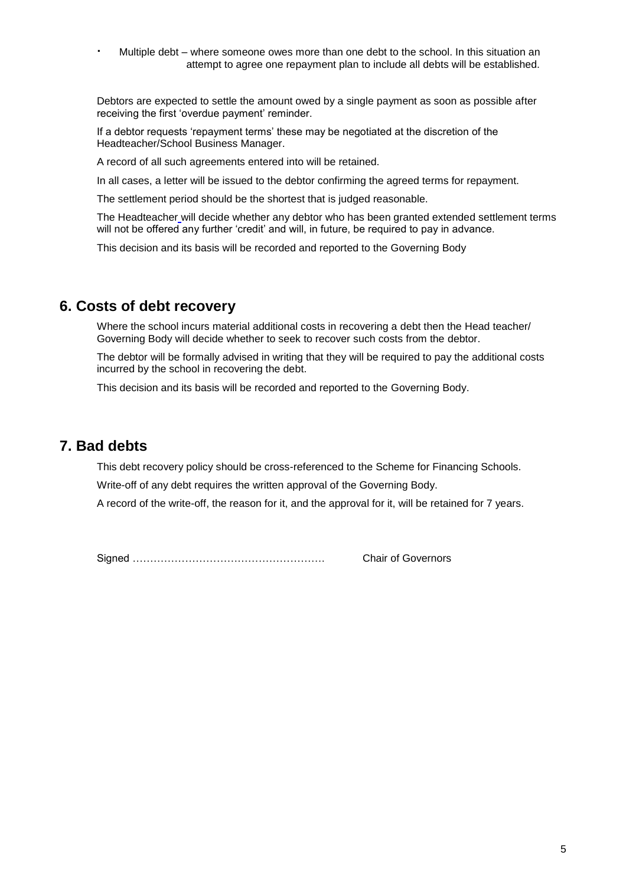- Multiple debt – where someone owes more than one debt to the school. In this situation an attempt to agree one repayment plan to include all debts will be established.

Debtors are expected to settle the amount owed by a single payment as soon as possible after receiving the first 'overdue payment' reminder.

If a debtor requests 'repayment terms' these may be negotiated at the discretion of the Headteacher/School Business Manager.

A record of all such agreements entered into will be retained.

In all cases, a letter will be issued to the debtor confirming the agreed terms for repayment.

The settlement period should be the shortest that is judged reasonable.

The Headteacher will decide whether any debtor who has been granted extended settlement terms will not be offered any further 'credit' and will, in future, be required to pay in advance.

This decision and its basis will be recorded and reported to the Governing Body

## 6. Costs of debt recovery

Where the school incurs material additional costs in recovering a debt then the Head teacher/ Governing Body will decide whether to seek to recover such costs from the debtor.

The debtor will be formally advised in writing that they will be required to pay the additional costs incurred by the school in recovering the debt.

This decision and its basis will be recorded and reported to the Governing Body.

## 7. Bad debts

This debt recovery policy should be cross-referenced to the Scheme for Financing Schools.

Write-off of any debt requires the written approval of the Governing Body.

A record of the write-off, the reason for it, and the approval for it, will be retained for 7 years.

Signed ……………………………………………… Chair of Governors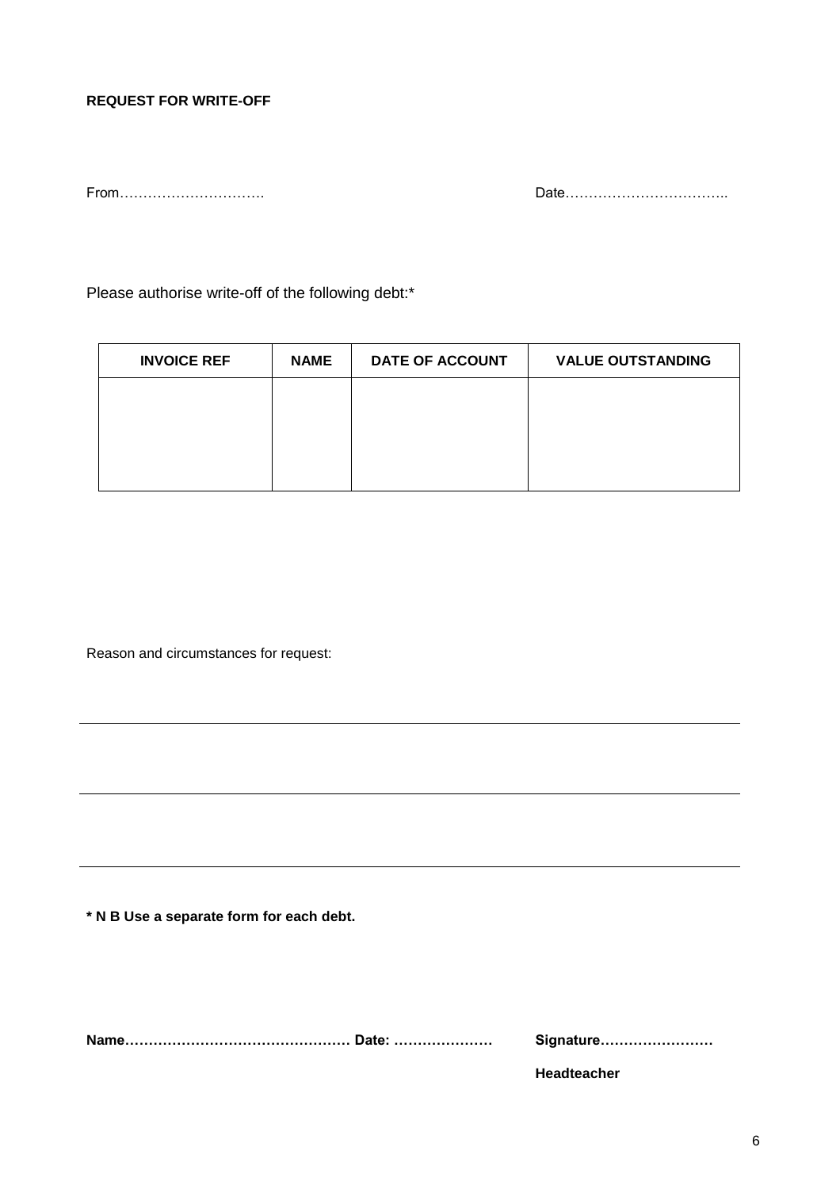**REQUEST FOR WRITE-OFF**

From…………………………. Date……………………………..

Please authorise write-off of the following debt:*

| INVOICE REF | NAME | DATE OF ACCOUNT | VALUE OUTSTANDING |
|---|---|---|---|
| | | | |

Reason and circumstances for request:

---

---

---

**\* N B Use a separate form for each debt.**

**Name………………………………………… Date: …………………**   **Signature……………………**

**Headteacher**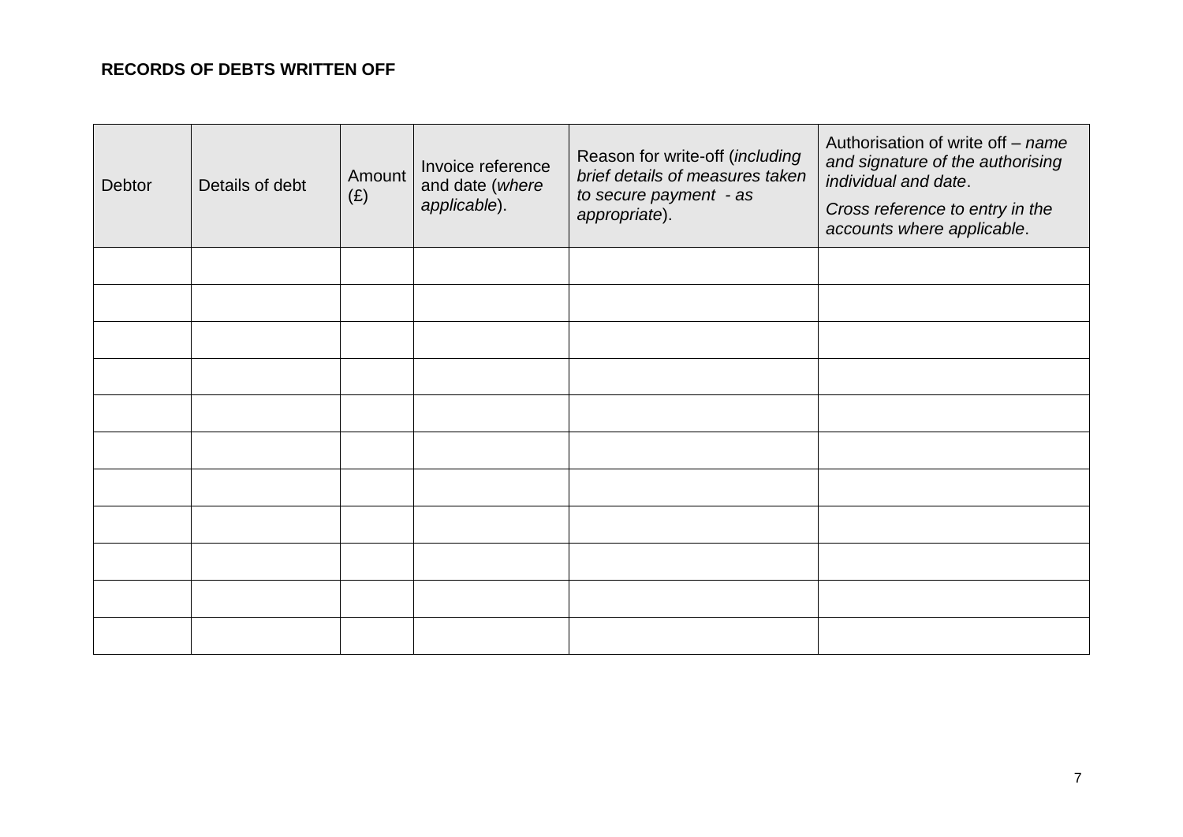**RECORDS OF DEBTS WRITTEN OFF**

| Debtor | Details of debt | Amount (£) | Invoice reference and date (*where applicable*). | Reason for write-off (*including brief details of measures taken to secure payment - as appropriate*). | Authorisation of write off – *name and signature of the authorising individual and date*. *Cross reference to entry in the accounts where applicable*. |
|---|---|---|---|---|---|
| | | | | | |
| | | | | | |
| | | | | | |
| | | | | | |
| | | | | | |
| | | | | | |
| | | | | | |
| | | | | | |
| | | | | | |
| | | | | | |
| | | | | | |